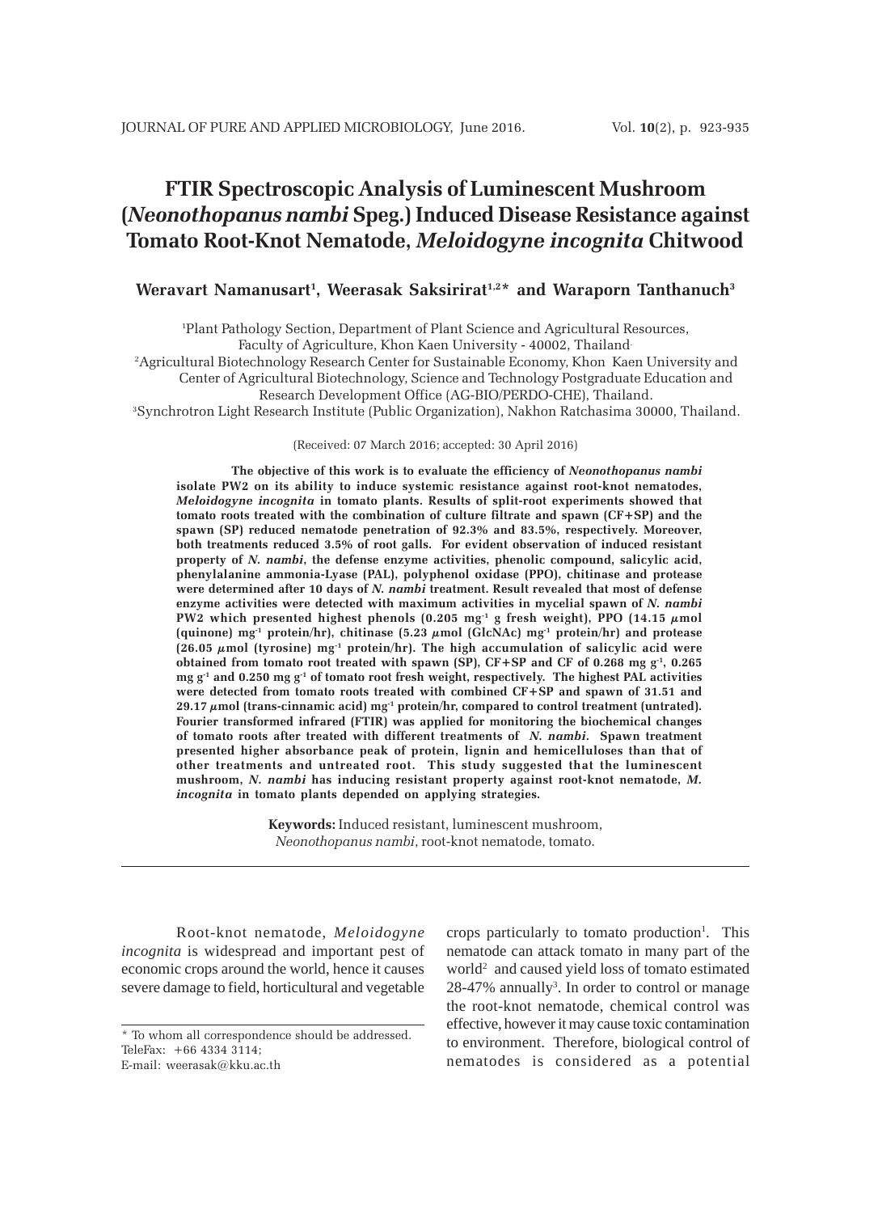# FTIR Spectroscopic Analysis of Luminescent Mushroom (*Neonothopanus nambi* Speg.) Induced Disease Resistance against Tomato Root-Knot Nematode, *Meloidogyne incognita* Chitwood

**Weravart Namanusart[1], Weerasak Saksirirat[1,2]* and Waraporn Tanthanuch[3]**

[1]Plant Pathology Section, Department of Plant Science and Agricultural Resources, Faculty of Agriculture, Khon Kaen University - 40002, Thailand.
[2]Agricultural Biotechnology Research Center for Sustainable Economy, Khon Kaen University and Center of Agricultural Biotechnology, Science and Technology Postgraduate Education and Research Development Office (AG-BIO/PERDO-CHE), Thailand.
[3]Synchrotron Light Research Institute (Public Organization), Nakhon Ratchasima 30000, Thailand.

(Received: 07 March 2016; accepted: 30 April 2016)

**The objective of this work is to evaluate the efficiency of *Neonothopanus nambi* isolate PW2 on its ability to induce systemic resistance against root-knot nematodes, *Meloidogyne incognita* in tomato plants. Results of split-root experiments showed that tomato roots treated with the combination of culture filtrate and spawn (CF+SP) and the spawn (SP) reduced nematode penetration of 92.3% and 83.5%, respectively. Moreover, both treatments reduced 3.5% of root galls. For evident observation of induced resistant property of *N. nambi*, the defense enzyme activities, phenolic compound, salicylic acid, phenylalanine ammonia-Lyase (PAL), polyphenol oxidase (PPO), chitinase and protease were determined after 10 days of *N. nambi* treatment. Result revealed that most of defense enzyme activities were detected with maximum activities in mycelial spawn of *N. nambi* PW2 which presented highest phenols (0.205 $mg^{-1}$ g fresh weight), PPO (14.15 µmol (quinone) $mg^{-1}$ protein/hr), chitinase (5.23 µmol (GlcNAc) $mg^{-1}$ protein/hr) and protease (26.05 µmol (tyrosine) $mg^{-1}$ protein/hr). The high accumulation of salicylic acid were obtained from tomato root treated with spawn (SP), CF+SP and CF of 0.268 mg $g^{-1}$, 0.265 mg $g^{-1}$ and 0.250 mg $g^{-1}$ of tomato root fresh weight, respectively. The highest PAL activities were detected from tomato roots treated with combined CF+SP and spawn of 31.51 and 29.17 µmol (trans-cinnamic acid) $mg^{-1}$ protein/hr, compared to control treatment (untreated). Fourier transformed infrared (FTIR) was applied for monitoring the biochemical changes of tomato roots after treated with different treatments of *N. nambi*. Spawn treatment presented higher absorbance peak of protein, lignin and hemicelluloses than that of other treatments and untreated root. This study suggested that the luminescent mushroom, *N. nambi* has inducing resistant property against root-knot nematode, *M. incognita* in tomato plants depended on applying strategies.**

**Keywords:** Induced resistant, luminescent mushroom, *Neonothopanus nambi*, root-knot nematode, tomato.

Root-knot nematode, *Meloidogyne incognita* is widespread and important pest of economic crops around the world, hence it causes severe damage to field, horticultural and vegetable crops particularly to tomato production[1]. This nematode can attack tomato in many part of the world[2] and caused yield loss of tomato estimated 28-47% annually[3]. In order to control or manage the root-knot nematode, chemical control was effective, however it may cause toxic contamination to environment. Therefore, biological control of nematodes is considered as a potential

* To whom all correspondence should be addressed.
TeleFax: +66 4334 3114;
E-mail: weerasak@kku.ac.th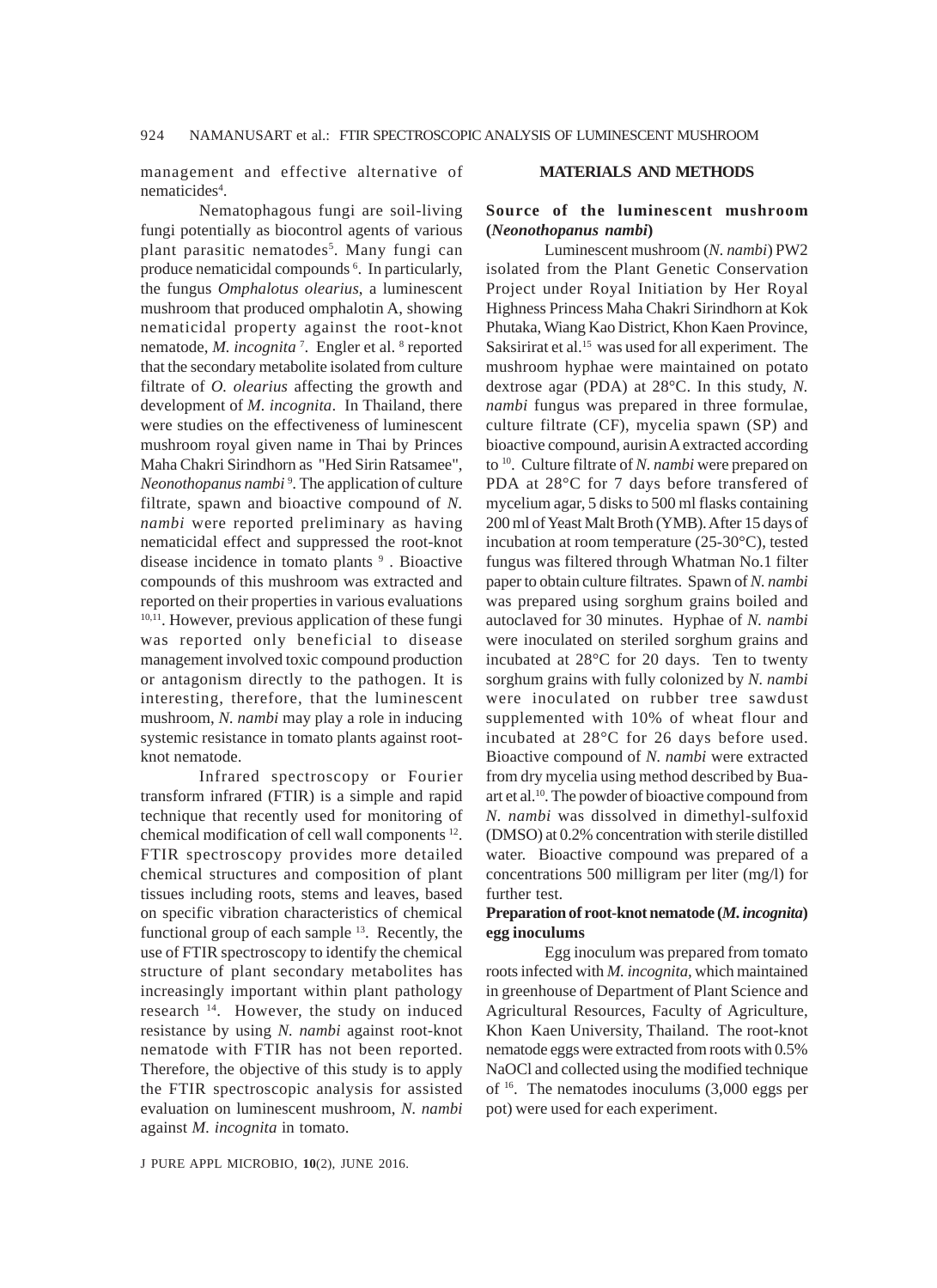management and effective alternative of nematicides[4].

Nematophagous fungi are soil-living fungi potentially as biocontrol agents of various plant parasitic nematodes[5]. Many fungi can produce nematicidal compounds [6]. In particularly, the fungus *Omphalotus olearius*, a luminescent mushroom that produced omphalotin A, showing nematicidal property against the root-knot nematode, *M. incognita* [7]. Engler et al. [8] reported that the secondary metabolite isolated from culture filtrate of *O. olearius* affecting the growth and development of *M. incognita*. In Thailand, there were studies on the effectiveness of luminescent mushroom royal given name in Thai by Princes Maha Chakri Sirindhorn as "Hed Sirin Ratsamee", *Neonothopanus nambi* [9]. The application of culture filtrate, spawn and bioactive compound of *N. nambi* were reported preliminary as having nematicidal effect and suppressed the root-knot disease incidence in tomato plants [9] . Bioactive compounds of this mushroom was extracted and reported on their properties in various evaluations [10,11]. However, previous application of these fungi was reported only beneficial to disease management involved toxic compound production or antagonism directly to the pathogen. It is interesting, therefore, that the luminescent mushroom, *N. nambi* may play a role in inducing systemic resistance in tomato plants against root-knot nematode.

Infrared spectroscopy or Fourier transform infrared (FTIR) is a simple and rapid technique that recently used for monitoring of chemical modification of cell wall components [12]. FTIR spectroscopy provides more detailed chemical structures and composition of plant tissues including roots, stems and leaves, based on specific vibration characteristics of chemical functional group of each sample [13]. Recently, the use of FTIR spectroscopy to identify the chemical structure of plant secondary metabolites has increasingly important within plant pathology research [14]. However, the study on induced resistance by using *N. nambi* against root-knot nematode with FTIR has not been reported. Therefore, the objective of this study is to apply the FTIR spectroscopic analysis for assisted evaluation on luminescent mushroom, *N. nambi* against *M. incognita* in tomato.

## MATERIALS AND METHODS

### Source of the luminescent mushroom (*Neonothopanus nambi*)

Luminescent mushroom (*N. nambi*) PW2 isolated from the Plant Genetic Conservation Project under Royal Initiation by Her Royal Highness Princess Maha Chakri Sirindhorn at Kok Phutaka, Wiang Kao District, Khon Kaen Province, Saksirirat et al.[15] was used for all experiment. The mushroom hyphae were maintained on potato dextrose agar (PDA) at 28°C. In this study, *N. nambi* fungus was prepared in three formulae, culture filtrate (CF), mycelia spawn (SP) and bioactive compound, aurisin A extracted according to [10]. Culture filtrate of *N. nambi* were prepared on PDA at 28°C for 7 days before transfered of mycelium agar, 5 disks to 500 ml flasks containing 200 ml of Yeast Malt Broth (YMB). After 15 days of incubation at room temperature (25-30°C), tested fungus was filtered through Whatman No.1 filter paper to obtain culture filtrates. Spawn of *N. nambi* was prepared using sorghum grains boiled and autoclaved for 30 minutes. Hyphae of *N. nambi* were inoculated on steriled sorghum grains and incubated at 28°C for 20 days. Ten to twenty sorghum grains with fully colonized by *N. nambi* were inoculated on rubber tree sawdust supplemented with 10% of wheat flour and incubated at 28°C for 26 days before used. Bioactive compound of *N. nambi* were extracted from dry mycelia using method described by Bua-art et al.[10]. The powder of bioactive compound from *N. nambi* was dissolved in dimethyl-sulfoxid (DMSO) at 0.2% concentration with sterile distilled water. Bioactive compound was prepared of a concentrations 500 milligram per liter (mg/l) for further test.

### Preparation of root-knot nematode (*M. incognita*) egg inoculums

Egg inoculum was prepared from tomato roots infected with *M. incognita*, which maintained in greenhouse of Department of Plant Science and Agricultural Resources, Faculty of Agriculture, Khon Kaen University, Thailand. The root-knot nematode eggs were extracted from roots with 0.5% NaOCl and collected using the modified technique of [16]. The nematodes inoculums (3,000 eggs per pot) were used for each experiment.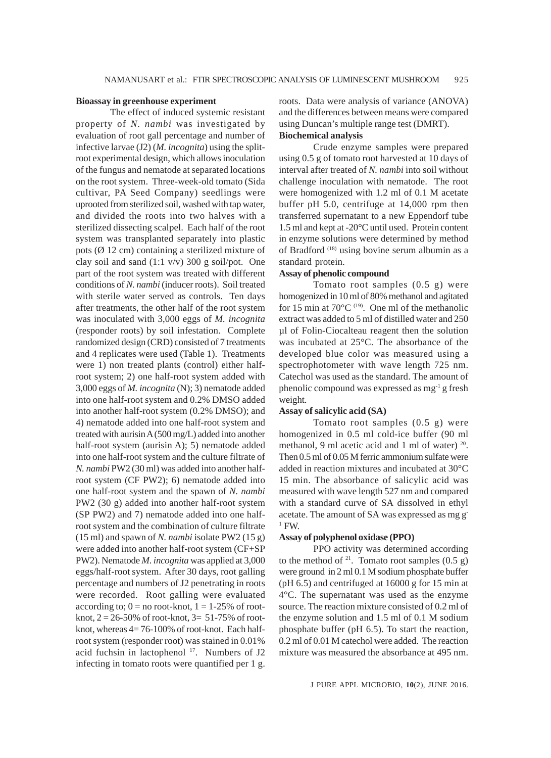### Bioassay in greenhouse experiment

The effect of induced systemic resistant property of *N. nambi* was investigated by evaluation of root gall percentage and number of infective larvae (J2) (*M. incognita*) using the split-root experimental design, which allows inoculation of the fungus and nematode at separated locations on the root system. Three-week-old tomato (Sida cultivar, PA Seed Company) seedlings were uprooted from sterilized soil, washed with tap water, and divided the roots into two halves with a sterilized dissecting scalpel. Each half of the root system was transplanted separately into plastic pots (Ø 12 cm) containing a sterilized mixture of clay soil and sand (1:1 v/v) 300 g soil/pot. One part of the root system was treated with different conditions of *N. nambi* (inducer roots). Soil treated with sterile water served as controls. Ten days after treatments, the other half of the root system was inoculated with 3,000 eggs of *M. incognita* (responder roots) by soil infestation. Complete randomized design (CRD) consisted of 7 treatments and 4 replicates were used (Table 1). Treatments were 1) non treated plants (control) either half-root system; 2) one half-root system added with 3,000 eggs of *M. incognita* (N); 3) nematode added into one half-root system and 0.2% DMSO added into another half-root system (0.2% DMSO); and 4) nematode added into one half-root system and treated with aurisin A (500 mg/L) added into another half-root system (aurisin A); 5) nematode added into one half-root system and the culture filtrate of *N. nambi* PW2 (30 ml) was added into another half-root system (CF PW2); 6) nematode added into one half-root system and the spawn of *N. nambi* PW2 (30 g) added into another half-root system (SP PW2) and 7) nematode added into one half-root system and the combination of culture filtrate (15 ml) and spawn of *N. nambi* isolate PW2 (15 g) were added into another half-root system (CF+SP PW2). Nematode *M. incognita* was applied at 3,000 eggs/half-root system. After 30 days, root galling percentage and numbers of J2 penetrating in roots were recorded. Root galling were evaluated according to; 0 = no root-knot, 1 = 1-25% of root-knot, 2 = 26-50% of root-knot, 3= 51-75% of root-knot, whereas 4= 76-100% of root-knot. Each half-root system (responder root) was stained in 0.01% acid fuchsin in lactophenol [17]. Numbers of J2 infecting in tomato roots were quantified per 1 g. roots. Data were analysis of variance (ANOVA) and the differences between means were compared using Duncan's multiple range test (DMRT).

### Biochemical analysis

Crude enzyme samples were prepared using 0.5 g of tomato root harvested at 10 days of interval after treated of *N. nambi* into soil without challenge inoculation with nematode. The root were homogenized with 1.2 ml of 0.1 M acetate buffer pH 5.0, centrifuge at 14,000 rpm then transferred supernatant to a new Eppendorf tube 1.5 ml and kept at -20°C until used. Protein content in enzyme solutions were determined by method of Bradford [18] using bovine serum albumin as a standard protein.

### Assay of phenolic compound

Tomato root samples (0.5 g) were homogenized in 10 ml of 80% methanol and agitated for 15 min at 70°C [19]. One ml of the methanolic extract was added to 5 ml of distilled water and 250 µl of Folin-Ciocalteau reagent then the solution was incubated at 25°C. The absorbance of the developed blue color was measured using a spectrophotometer with wave length 725 nm. Catechol was used as the standard. The amount of phenolic compound was expressed as $mg^{-1}$ g fresh weight.

### Assay of salicylic acid (SA)

Tomato root samples (0.5 g) were homogenized in 0.5 ml cold-ice buffer (90 ml methanol, 9 ml acetic acid and 1 ml of water) [20]. Then 0.5 ml of 0.05 M ferric ammonium sulfate were added in reaction mixtures and incubated at 30°C 15 min. The absorbance of salicylic acid was measured with wave length 527 nm and compared with a standard curve of SA dissolved in ethyl acetate. The amount of SA was expressed as mg $g^{-1}$ FW.

### Assay of polyphenol oxidase (PPO)

PPO activity was determined according to the method of [21]. Tomato root samples (0.5 g) were ground in 2 ml 0.1 M sodium phosphate buffer (pH 6.5) and centrifuged at 16000 g for 15 min at 4°C. The supernatant was used as the enzyme source. The reaction mixture consisted of 0.2 ml of the enzyme solution and 1.5 ml of 0.1 M sodium phosphate buffer (pH 6.5). To start the reaction, 0.2 ml of 0.01 M catechol were added. The reaction mixture was measured the absorbance at 495 nm.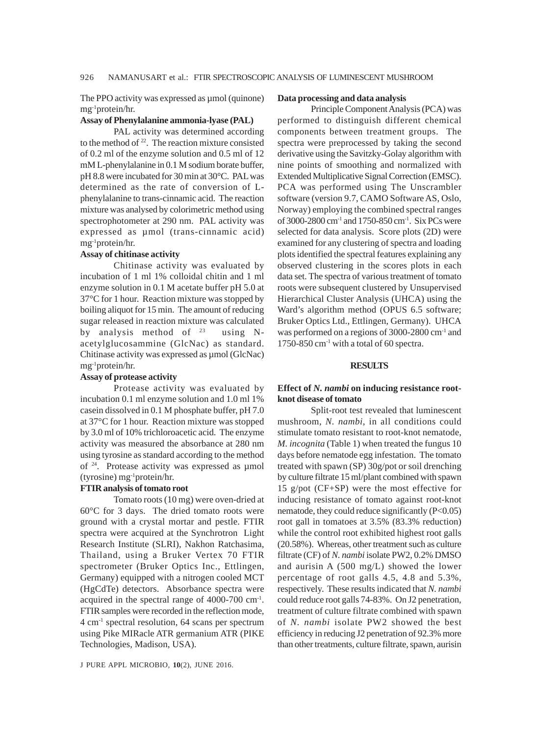The PPO activity was expressed as µmol (quinone) $mg^{-1}$protein/hr.

**Assay of Phenylalanine ammonia-lyase (PAL)**

PAL activity was determined according to the method of [22]. The reaction mixture consisted of 0.2 ml of the enzyme solution and 0.5 ml of 12 mM L-phenylalanine in 0.1 M sodium borate buffer, pH 8.8 were incubated for 30 min at 30°C. PAL was determined as the rate of conversion of L-phenylalanine to trans-cinnamic acid. The reaction mixture was analysed by colorimetric method using spectrophotometer at 290 nm. PAL activity was expressed as µmol (trans-cinnamic acid) $mg^{-1}$protein/hr.

**Assay of chitinase activity**

Chitinase activity was evaluated by incubation of 1 ml 1% colloidal chitin and 1 ml enzyme solution in 0.1 M acetate buffer pH 5.0 at 37°C for 1 hour. Reaction mixture was stopped by boiling aliquot for 15 min. The amount of reducing sugar released in reaction mixture was calculated by analysis method of [23] using N-acetylglucosammine (GlcNac) as standard. Chitinase activity was expressed as µmol (GlcNac) $mg^{-1}$protein/hr.

**Assay of protease activity**

Protease activity was evaluated by incubation 0.1 ml enzyme solution and 1.0 ml 1% casein dissolved in 0.1 M phosphate buffer, pH 7.0 at 37°C for 1 hour. Reaction mixture was stopped by 3.0 ml of 10% trichloroacetic acid. The enzyme activity was measured the absorbance at 280 nm using tyrosine as standard according to the method of [24]. Protease activity was expressed as µmol (tyrosine) $mg^{-1}$protein/hr.

**FTIR analysis of tomato root**

Tomato roots (10 mg) were oven-dried at 60°C for 3 days. The dried tomato roots were ground with a crystal mortar and pestle. FTIR spectra were acquired at the Synchrotron Light Research Institute (SLRI), Nakhon Ratchasima, Thailand, using a Bruker Vertex 70 FTIR spectrometer (Bruker Optics Inc., Ettlingen, Germany) equipped with a nitrogen cooled MCT (HgCdTe) detectors. Absorbance spectra were acquired in the spectral range of 4000-700 $cm^{-1}$. FTIR samples were recorded in the reflection mode, 4 $cm^{-1}$ spectral resolution, 64 scans per spectrum using Pike MIRacle ATR germanium ATR (PIKE Technologies, Madison, USA).

**Data processing and data analysis**

Principle Component Analysis (PCA) was performed to distinguish different chemical components between treatment groups. The spectra were preprocessed by taking the second derivative using the Savitzky-Golay algorithm with nine points of smoothing and normalized with Extended Multiplicative Signal Correction (EMSC). PCA was performed using The Unscrambler software (version 9.7, CAMO Software AS, Oslo, Norway) employing the combined spectral ranges of 3000-2800 $cm^{-1}$ and 1750-850 $cm^{-1}$. Six PCs were selected for data analysis. Score plots (2D) were examined for any clustering of spectra and loading plots identified the spectral features explaining any observed clustering in the scores plots in each data set. The spectra of various treatment of tomato roots were subsequent clustered by Unsupervised Hierarchical Cluster Analysis (UHCA) using the Ward's algorithm method (OPUS 6.5 software; Bruker Optics Ltd., Ettlingen, Germany). UHCA was performed on a regions of 3000-2800 $cm^{-1}$ and 1750-850 $cm^{-1}$ with a total of 60 spectra.

## RESULTS

**Effect of *N. nambi* on inducing resistance root-knot disease of tomato**

Split-root test revealed that luminescent mushroom, *N. nambi*, in all conditions could stimulate tomato resistant to root-knot nematode, *M. incognita* (Table 1) when treated the fungus 10 days before nematode egg infestation. The tomato treated with spawn (SP) 30g/pot or soil drenching by culture filtrate 15 ml/plant combined with spawn 15 g/pot (CF+SP) were the most effective for inducing resistance of tomato against root-knot nematode, they could reduce significantly ($P<0.05$) root gall in tomatoes at 3.5% (83.3% reduction) while the control root exhibited highest root galls (20.58%). Whereas, other treatment such as culture filtrate (CF) of *N. nambi* isolate PW2, 0.2% DMSO and aurisin A (500 mg/L) showed the lower percentage of root galls 4.5, 4.8 and 5.3%, respectively. These results indicated that *N. nambi* could reduce root galls 74-83%. On J2 penetration, treatment of culture filtrate combined with spawn of *N. nambi* isolate PW2 showed the best efficiency in reducing J2 penetration of 92.3% more than other treatments, culture filtrate, spawn, aurisin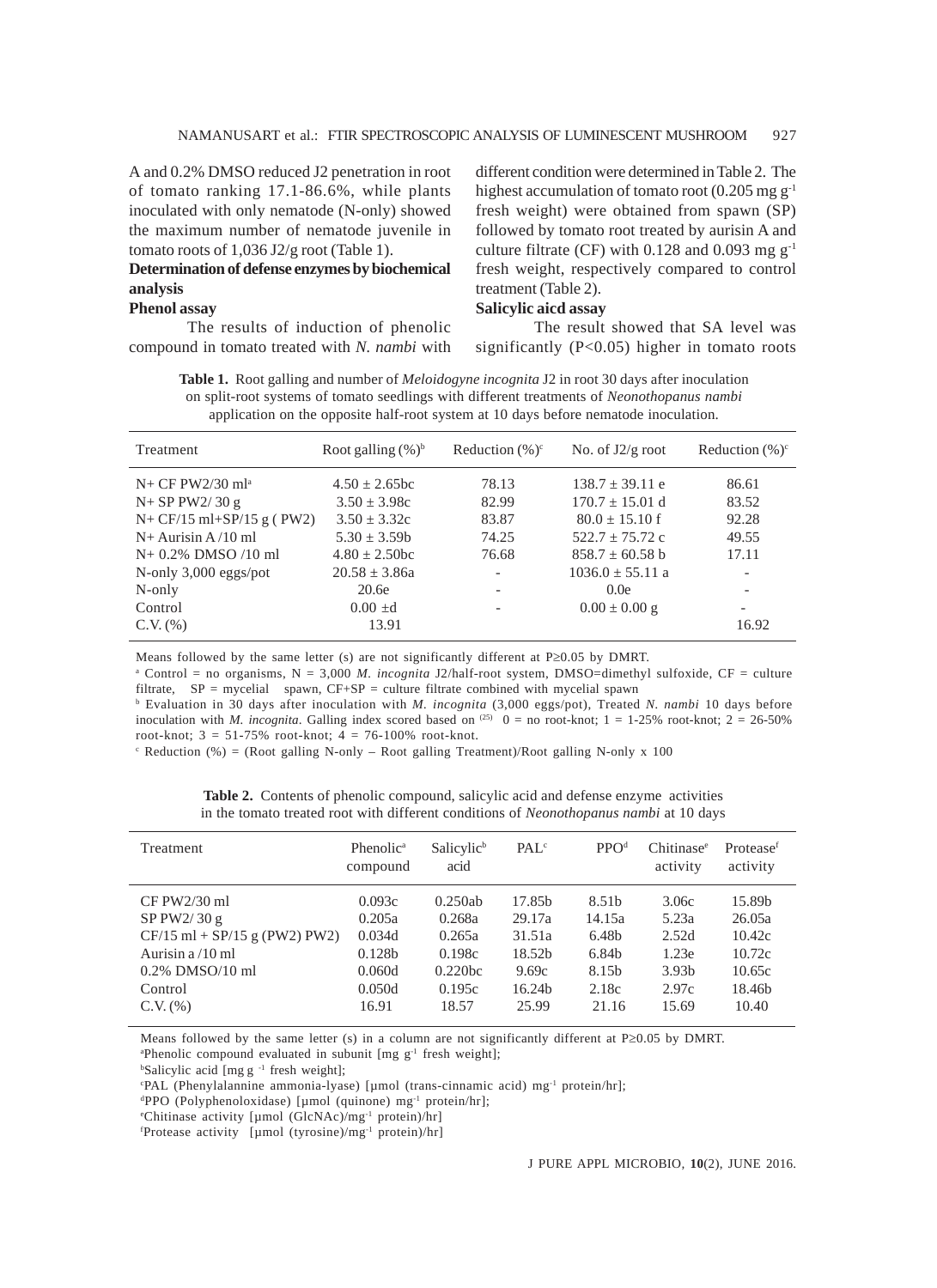A and 0.2% DMSO reduced J2 penetration in root of tomato ranking 17.1-86.6%, while plants inoculated with only nematode (N-only) showed the maximum number of nematode juvenile in tomato roots of 1,036 J2/g root (Table 1).

### Determination of defense enzymes by biochemical analysis

#### Phenol assay

The results of induction of phenolic compound in tomato treated with *N. nambi* with different condition were determined in Table 2. The highest accumulation of tomato root (0.205 mg $g^{-1}$ fresh weight) were obtained from spawn (SP) followed by tomato root treated by aurisin A and culture filtrate (CF) with 0.128 and 0.093 mg $g^{-1}$ fresh weight, respectively compared to control treatment (Table 2).

#### Salicylic aicd assay

The result showed that SA level was significantly ($P<0.05$) higher in tomato roots

**Table 1.** Root galling and number of *Meloidogyne incognita* J2 in root 30 days after inoculation on split-root systems of tomato seedlings with different treatments of *Neonothopanus nambi* application on the opposite half-root system at 10 days before nematode inoculation.

| Treatment | Root galling (%)[b] | Reduction (%)[c] | No. of J2/g root | Reduction (%)[c] |
|---|---|---|---|---|
| N+ CF PW2/30 ml[a] | 4.50 ± 2.65bc | 78.13 | 138.7 ± 39.11 e | 86.61 |
| N+ SP PW2/ 30 g | 3.50 ± 3.98c | 82.99 | 170.7 ± 15.01 d | 83.52 |
| N+ CF/15 ml+SP/15 g ( PW2) | 3.50 ± 3.32c | 83.87 | 80.0 ± 15.10 f | 92.28 |
| N+ Aurisin A /10 ml | 5.30 ± 3.59b | 74.25 | 522.7 ± 75.72 c | 49.55 |
| N+ 0.2% DMSO /10 ml | 4.80 ± 2.50bc | 76.68 | 858.7 ± 60.58 b | 17.11 |
| N-only 3,000 eggs/pot | 20.58 ± 3.86a | - | 1036.0 ± 55.11 a | - |
| N-only | 20.6e | - | 0.0e | - |
| Control | 0.00 ±d | - | 0.00 ± 0.00 g | - |
| C.V. (%) | 13.91 | | | 16.92 |

Means followed by the same letter (s) are not significantly different at $P \geq 0.05$ by DMRT.

[a] Control = no organisms, N = 3,000 *M. incognita* J2/half-root system, DMSO=dimethyl sulfoxide, CF = culture filtrate, SP = mycelial spawn, CF+SP = culture filtrate combined with mycelial spawn

[b] Evaluation in 30 days after inoculation with *M. incognita* (3,000 eggs/pot), Treated *N. nambi* 10 days before inoculation with *M. incognita*. Galling index scored based on [25] 0 = no root-knot; 1 = 1-25% root-knot; 2 = 26-50% root-knot; 3 = 51-75% root-knot; 4 = 76-100% root-knot.

[c] Reduction (%) = (Root galling N-only – Root galling Treatment)/Root galling N-only x 100

**Table 2.** Contents of phenolic compound, salicylic acid and defense enzyme activities in the tomato treated root with different conditions of *Neonothopanus nambi* at 10 days

| Treatment | Phenolic[a] compound | Salicylic[b] acid | PAL[c] | PPO[d] | Chitinase[e] activity | Protease[f] activity |
|---|---|---|---|---|---|---|
| CF PW2/30 ml | 0.093c | 0.250ab | 17.85b | 8.51b | 3.06c | 15.89b |
| SP PW2/ 30 g | 0.205a | 0.268a | 29.17a | 14.15a | 5.23a | 26.05a |
| CF/15 ml + SP/15 g (PW2) PW2) | 0.034d | 0.265a | 31.51a | 6.48b | 2.52d | 10.42c |
| Aurisin a /10 ml | 0.128b | 0.198c | 18.52b | 6.84b | 1.23e | 10.72c |
| 0.2% DMSO/10 ml | 0.060d | 0.220bc | 9.69c | 8.15b | 3.93b | 10.65c |
| Control | 0.050d | 0.195c | 16.24b | 2.18c | 2.97c | 18.46b |
| C.V. (%) | 16.91 | 18.57 | 25.99 | 21.16 | 15.69 | 10.40 |

Means followed by the same letter (s) in a column are not significantly different at $P \geq 0.05$ by DMRT.

[a] Phenolic compound evaluated in subunit [mg $g^{-1}$ fresh weight];

[b] Salicylic acid [mg $g^{-1}$ fresh weight];

[c] PAL (Phenylalannine ammonia-lyase) [μmol (trans-cinnamic acid) $mg^{-1}$ protein/hr];

[d] PPO (Polyphenoloxidase) [μmol (quinone) $mg^{-1}$ protein/hr];

[e] Chitinase activity [μmol (GlcNAc)/$mg^{-1}$ protein)/hr]

[f] Protease activity [μmol (tyrosine)/$mg^{-1}$ protein)/hr]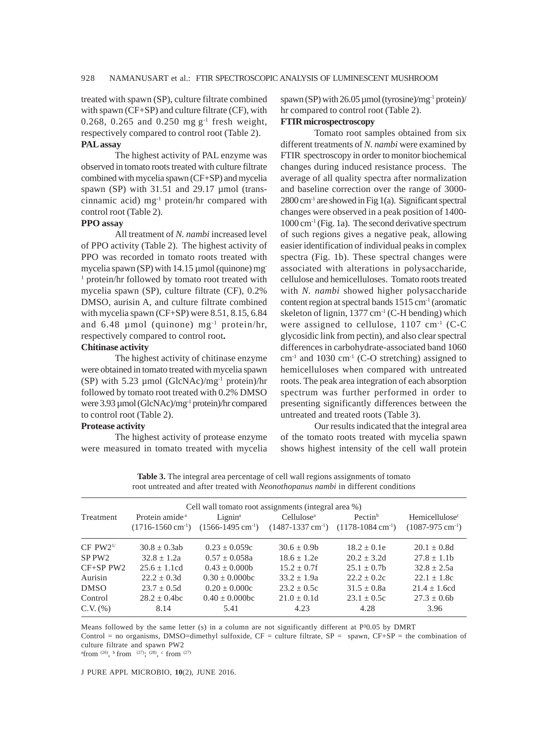treated with spawn (SP), culture filtrate combined with spawn (CF+SP) and culture filtrate (CF), with 0.268, 0.265 and 0.250 mg $g^{-1}$ fresh weight, respectively compared to control root (Table 2).

**PAL assay**

The highest activity of PAL enzyme was observed in tomato roots treated with culture filtrate combined with mycelia spawn (CF+SP) and mycelia spawn (SP) with 31.51 and 29.17 µmol (trans-cinnamic acid) $mg^{-1}$ protein/hr compared with control root (Table 2).

**PPO assay**

All treatment of *N. nambi* increased level of PPO activity (Table 2). The highest activity of PPO was recorded in tomato roots treated with mycelia spawn (SP) with 14.15 µmol (quinone) $mg^{-1}$ protein/hr followed by tomato root treated with mycelia spawn (SP), culture filtrate (CF), 0.2% DMSO, aurisin A, and culture filtrate combined with mycelia spawn (CF+SP) were 8.51, 8.15, 6.84 and 6.48 µmol (quinone) $mg^{-1}$ protein/hr, respectively compared to control root**.**

**Chitinase activity**

The highest activity of chitinase enzyme were obtained in tomato treated with mycelia spawn (SP) with 5.23 µmol (GlcNAc)/$mg^{-1}$ protein)/hr followed by tomato root treated with 0.2% DMSO were 3.93 µmol (GlcNAc)/$mg^{-1}$ protein)/hr compared to control root (Table 2).

**Protease activity**

The highest activity of protease enzyme were measured in tomato treated with mycelia spawn (SP) with 26.05 µmol (tyrosine)/$mg^{-1}$ protein)/hr compared to control root (Table 2).

**FTIR microspectroscopy**

Tomato root samples obtained from six different treatments of *N. nambi* were examined by FTIR spectroscopy in order to monitor biochemical changes during induced resistance process. The average of all quality spectra after normalization and baseline correction over the range of 3000-2800 $cm^{-1}$ are showed in Fig 1(a). Significant spectral changes were observed in a peak position of 1400-1000 $cm^{-1}$ (Fig. 1a). The second derivative spectrum of such regions gives a negative peak, allowing easier identification of individual peaks in complex spectra (Fig. 1b). These spectral changes were associated with alterations in polysaccharide, cellulose and hemicelluloses. Tomato roots treated with *N. nambi* showed higher polysaccharide content region at spectral bands 1515 $cm^{-1}$ (aromatic skeleton of lignin, 1377 $cm^{-1}$ (C-H bending) which were assigned to cellulose, 1107 $cm^{-1}$ (C-C glycosidic link from pectin), and also clear spectral differences in carbohydrate-associated band 1060 $cm^{-1}$ and 1030 $cm^{-1}$ (C-O stretching) assigned to hemicelluloses when compared with untreated roots. The peak area integration of each absorption spectrum was further performed in order to presenting significantly differences between the untreated and treated roots (Table 3).

Our results indicated that the integral area of the tomato roots treated with mycelia spawn shows highest intensity of the cell wall protein

**Table 3.** The integral area percentage of cell wall regions assignments of tomato root untreated and after treated with *Neonothopanus nambi* in different conditions

| Treatment | Cell wall tomato root assignments (integral area %) | | | | |
|---|---|---|---|---|---|
| | Protein amide[a] (1716-1560 $cm^{-1}$) | Lignin[a] (1566-1495 $cm^{-1}$) | Cellulose[a] (1487-1337 $cm^{-1}$) | Pectin[b] (1178-1084 $cm^{-1}$) | Hemicellulose[c] (1087-975 $cm^{-1}$) |
| CF PW2[1/] | 30.8 ± 0.3ab | 0.23 ± 0.059c | 30.6 ± 0.9b | 18.2 ± 0.1e | 20.1 ± 0.8d |
| SP PW2 | 32.8 ± 1.2a | 0.57 ± 0.058a | 18.6 ± 1.2e | 20.2 ± 3.2d | 27.8 ± 1.1b |
| CF+SP PW2 | 25.6 ± 1.1cd | 0.43 ± 0.000b | 15.2 ± 0.7f | 25.1 ± 0.7b | 32.8 ± 2.5a |
| Aurisin | 22.2 ± 0.3d | 0.30 ± 0.000bc | 33.2 ± 1.9a | 22.2 ± 0.2c | 22.1 ± 1.8c |
| DMSO | 23.7 ± 0.5d | 0.20 ± 0.000c | 23.2 ± 0.5c | 31.5 ± 0.8a | 21.4 ± 1.6cd |
| Control | 28.2 ± 0.4bc | 0.40 ± 0.000bc | 21.0 ± 0.1d | 23.1 ± 0.5c | 27.3 ± 0.6b |
| C.V. (%) | 8.14 | 5.41 | 4.23 | 4.28 | 3.96 |

Means followed by the same letter (s) in a column are not significantly different at P³0.05 by DMRT

Control = no organisms, DMSO=dimethyl sulfoxide, CF = culture filtrate, SP = spawn, CF+SP = the combination of culture filtrate and spawn PW2

[a]from [(26)], [b] from [(27)]; [(28)], [c] from [(27)]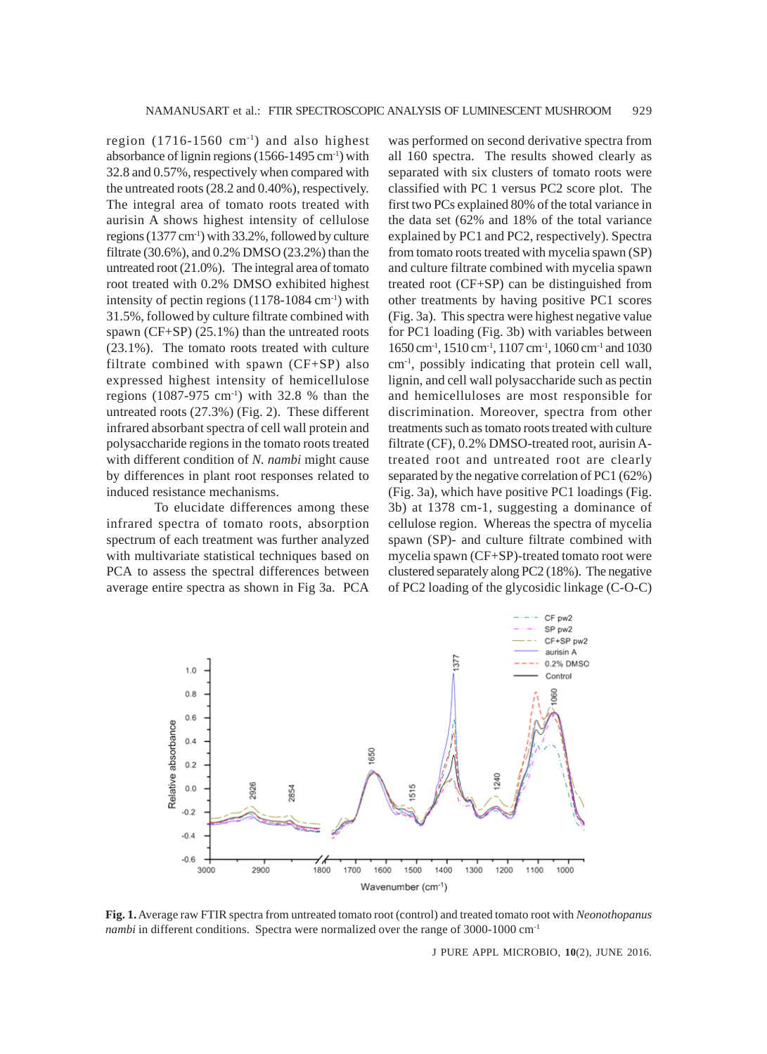region (1716-1560 cm$^{-1}$) and also highest absorbance of lignin regions (1566-1495 cm$^{-1}$) with 32.8 and 0.57%, respectively when compared with the untreated roots (28.2 and 0.40%), respectively. The integral area of tomato roots treated with aurisin A shows highest intensity of cellulose regions (1377 cm$^{-1}$) with 33.2%, followed by culture filtrate (30.6%), and 0.2% DMSO (23.2%) than the untreated root (21.0%). The integral area of tomato root treated with 0.2% DMSO exhibited highest intensity of pectin regions (1178-1084 cm$^{-1}$) with 31.5%, followed by culture filtrate combined with spawn (CF+SP) (25.1%) than the untreated roots (23.1%). The tomato roots treated with culture filtrate combined with spawn (CF+SP) also expressed highest intensity of hemicellulose regions (1087-975 cm$^{-1}$) with 32.8 % than the untreated roots (27.3%) (Fig. 2). These different infrared absorbant spectra of cell wall protein and polysaccharide regions in the tomato roots treated with different condition of *N. nambi* might cause by differences in plant root responses related to induced resistance mechanisms.

To elucidate differences among these infrared spectra of tomato roots, absorption spectrum of each treatment was further analyzed with multivariate statistical techniques based on PCA to assess the spectral differences between average entire spectra as shown in Fig 3a. PCA was performed on second derivative spectra from all 160 spectra. The results showed clearly as separated with six clusters of tomato roots were classified with PC 1 versus PC2 score plot. The first two PCs explained 80% of the total variance in the data set (62% and 18% of the total variance explained by PC1 and PC2, respectively). Spectra from tomato roots treated with mycelia spawn (SP) and culture filtrate combined with mycelia spawn treated root (CF+SP) can be distinguished from other treatments by having positive PC1 scores (Fig. 3a). This spectra were highest negative value for PC1 loading (Fig. 3b) with variables between 1650 cm$^{-1}$, 1510 cm$^{-1}$, 1107 cm$^{-1}$, 1060 cm$^{-1}$ and 1030 cm$^{-1}$, possibly indicating that protein cell wall, lignin, and cell wall polysaccharide such as pectin and hemicelluloses are most responsible for discrimination. Moreover, spectra from other treatments such as tomato roots treated with culture filtrate (CF), 0.2% DMSO-treated root, aurisin A-treated root and untreated root are clearly separated with the negative correlation of PC1 (62%) (Fig. 3a), which have positive PC1 loadings (Fig. 3b) at 1378 cm-1, suggesting a dominance of cellulose region. Whereas the spectra of mycelia spawn (SP)- and culture filtrate combined with mycelia spawn (CF+SP)-treated tomato root were clustered separately along PC2 (18%). The negative of PC2 loading of the glycosidic linkage (C-O-C)

**Fig. 1.** Average raw FTIR spectra from untreated tomato root (control) and treated tomato root with *Neonothopanus nambi* in different conditions. Spectra were normalized over the range of 3000-1000 cm$^{-1}$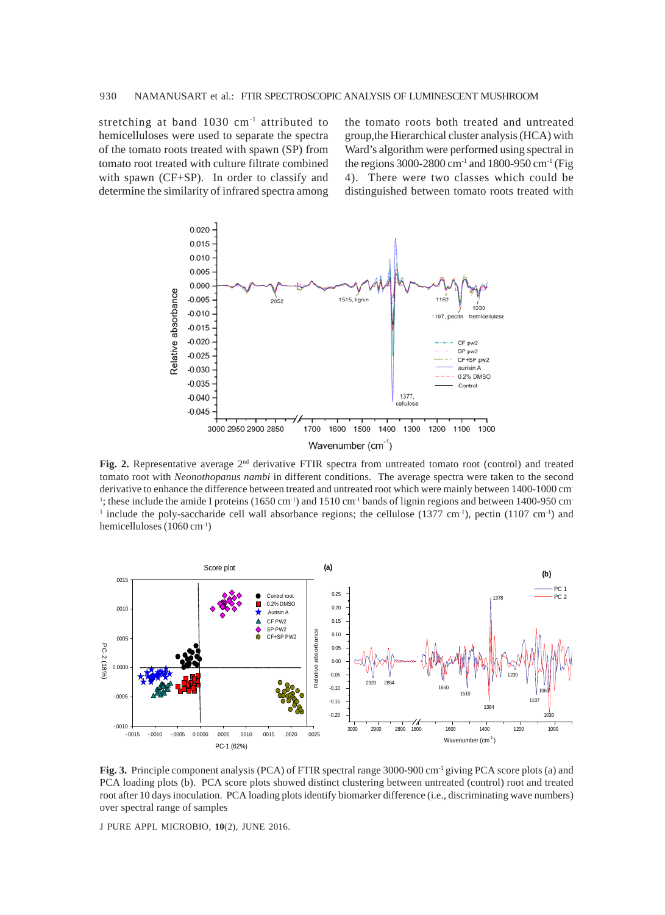stretching at band 1030 cm$^{-1}$ attributed to hemicelluloses were used to separate the spectra of the tomato roots treated with spawn (SP) from tomato root treated with culture filtrate combined with spawn (CF+SP). In order to classify and determine the similarity of infrared spectra among the tomato roots both treated and untreated group,the Hierarchical cluster analysis (HCA) with Ward's algorithm were performed using spectral in the regions 3000-2800 cm$^{-1}$ and 1800-950 cm$^{-1}$ (Fig 4). There were two classes which could be distinguished between tomato roots treated with

**Fig. 2.** Representative average 2$^{nd}$ derivative FTIR spectra from untreated tomato root (control) and treated tomato root with *Neonothopanus nambi* in different conditions. The average spectra were taken to the second derivative to enhance the difference between treated and untreated root which were mainly between 1400-1000 cm$^{-1}$; these include the amide I proteins (1650 cm$^{-1}$) and 1510 cm$^{-1}$ bands of lignin regions and between 1400-950 cm$^{-1}$ include the poly-saccharide cell wall absorbance regions; the cellulose (1377 cm$^{-1}$), pectin (1107 cm$^{-1}$) and hemicelluloses (1060 cm$^{-1}$)

**Fig. 3.** Principle component analysis (PCA) of FTIR spectral range 3000-900 cm$^{-1}$ giving PCA score plots (a) and PCA loading plots (b). PCA score plots showed distinct clustering between untreated (control) root and treated root after 10 days inoculation. PCA loading plots identify biomarker difference (i.e., discriminating wave numbers) over spectral range of samples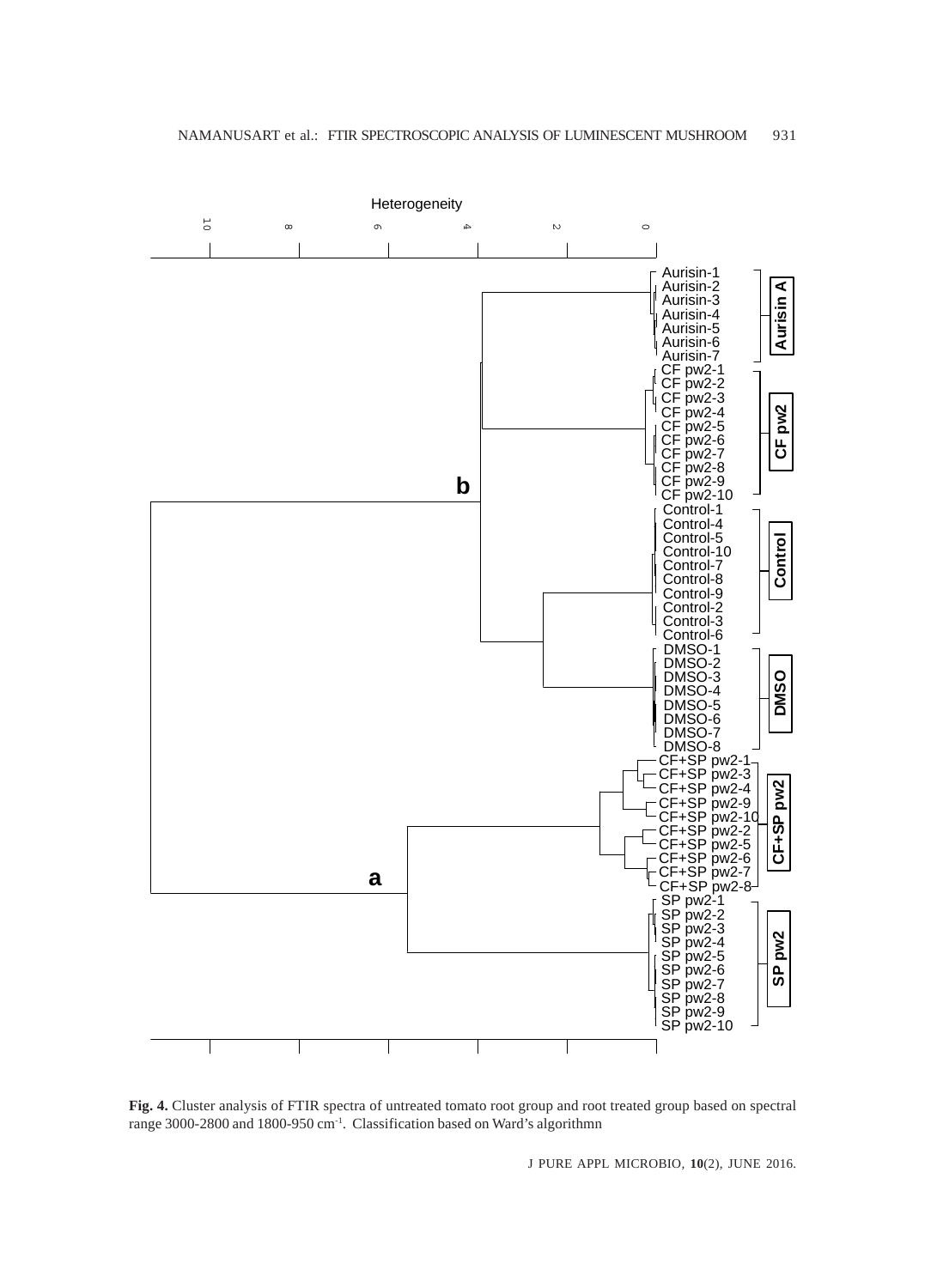**Fig. 4.** Cluster analysis of FTIR spectra of untreated tomato root group and root treated group based on spectral range 3000-2800 and 1800-950 $cm^{-1}$. Classification based on Ward's algorithmn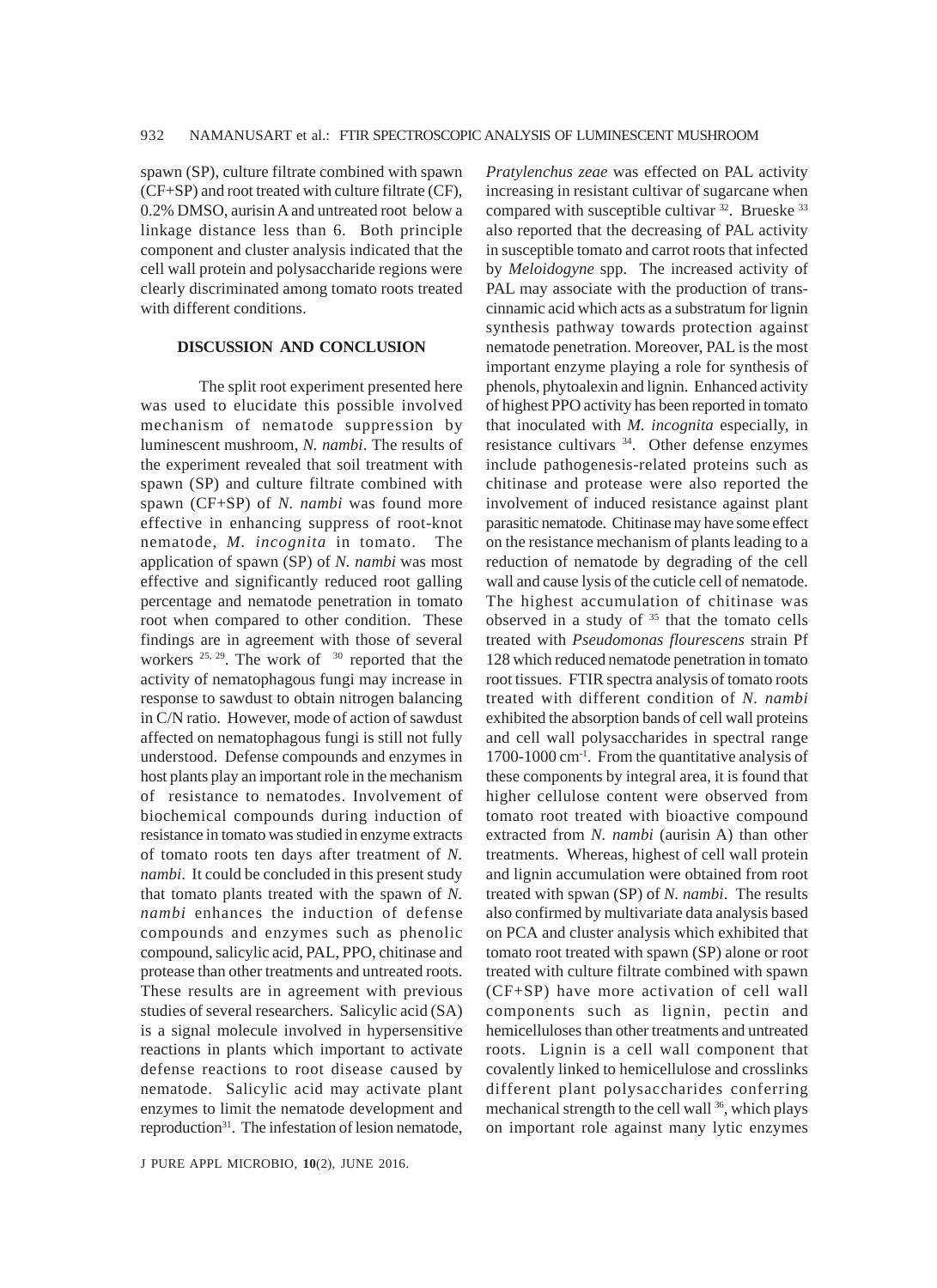spawn (SP), culture filtrate combined with spawn (CF+SP) and root treated with culture filtrate (CF), 0.2% DMSO, aurisin A and untreated root below a linkage distance less than 6. Both principle component and cluster analysis indicated that the cell wall protein and polysaccharide regions were clearly discriminated among tomato roots treated with different conditions.

## DISCUSSION AND CONCLUSION

The split root experiment presented here was used to elucidate this possible involved mechanism of nematode suppression by luminescent mushroom, *N. nambi*. The results of the experiment revealed that soil treatment with spawn (SP) and culture filtrate combined with spawn (CF+SP) of *N. nambi* was found more effective in enhancing suppress of root-knot nematode, *M. incognita* in tomato. The application of spawn (SP) of *N. nambi* was most effective and significantly reduced root galling percentage and nematode penetration in tomato root when compared to other condition. These findings are in agreement with those of several workers [25, 29]. The work of [30] reported that the activity of nematophagous fungi may increase in response to sawdust to obtain nitrogen balancing in C/N ratio. However, mode of action of sawdust affected on nematophagous fungi is still not fully understood. Defense compounds and enzymes in host plants play an important role in the mechanism of resistance to nematodes. Involvement of biochemical compounds during induction of resistance in tomato was studied in enzyme extracts of tomato roots ten days after treatment of *N. nambi*. It could be concluded in this present study that tomato plants treated with the spawn of *N. nambi* enhances the induction of defense compounds and enzymes such as phenolic compound, salicylic acid, PAL, PPO, chitinase and protease than other treatments and untreated roots. These results are in agreement with previous studies of several researchers. Salicylic acid (SA) is a signal molecule involved in hypersensitive reactions in plants which important to activate defense reactions to root disease caused by nematode. Salicylic acid may activate plant enzymes to limit the nematode development and reproduction[31]. The infestation of lesion nematode, *Pratylenchus zeae* was effected on PAL activity increasing in resistant cultivar of sugarcane when compared with susceptible cultivar [32]. Brueske [33] also reported that the decreasing of PAL activity in susceptible tomato and carrot roots that infected by *Meloidogyne* spp. The increased activity of PAL may associate with the production of trans-cinnamic acid which acts as a substratum for lignin synthesis pathway towards protection against nematode penetration. Moreover, PAL is the most important enzyme playing a role for synthesis of phenols, phytoalexin and lignin. Enhanced activity of highest PPO activity has been reported in tomato that inoculated with *M. incognita* especially, in resistance cultivars [34]. Other defense enzymes include pathogenesis-related proteins such as chitinase and protease were also reported the involvement of induced resistance against plant parasitic nematode. Chitinase may have some effect on the resistance mechanism of plants leading to a reduction of nematode by degrading of the cell wall and cause lysis of the cuticle cell of nematode. The highest accumulation of chitinase was observed in a study of [35] that the tomato cells treated with *Pseudomonas flourescens* strain Pf 128 which reduced nematode penetration in tomato root tissues. FTIR spectra analysis of tomato roots treated with different condition of *N. nambi* exhibited the absorption bands of cell wall proteins and cell wall polysaccharides in spectral range 1700-1000 $cm^{-1}$. From the quantitative analysis of these components by integral area, it is found that higher cellulose content were observed from tomato root treated with bioactive compound extracted from *N. nambi* (aurisin A) than other treatments. Whereas, highest of cell wall protein and lignin accumulation were obtained from root treated with spwan (SP) of *N. nambi*. The results also confirmed by multivariate data analysis based on PCA and cluster analysis which exhibited that tomato root treated with spawn (SP) alone or root treated with culture filtrate combined with spawn (CF+SP) have more activation of cell wall components such as lignin, pectin and hemicelluloses than other treatments and untreated roots. Lignin is a cell wall component that covalently linked to hemicellulose and crosslinks different plant polysaccharides conferring mechanical strength to the cell wall [36], which plays on important role against many lytic enzymes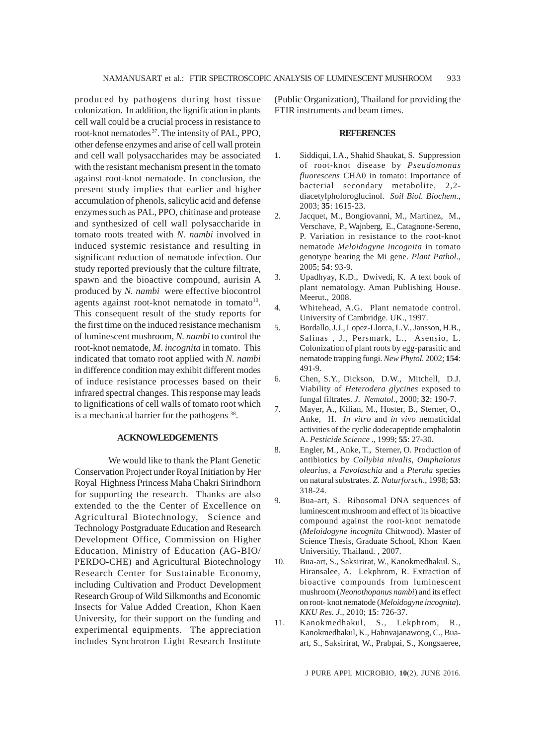produced by pathogens during host tissue colonization. In addition, the lignification in plants cell wall could be a crucial process in resistance to root-knot nematodes[37]. The intensity of PAL, PPO, other defense enzymes and arise of cell wall protein and cell wall polysaccharides may be associated with the resistant mechanism present in the tomato against root-knot nematode. In conclusion, the present study implies that earlier and higher accumulation of phenols, salicylic acid and defense enzymes such as PAL, PPO, chitinase and protease and synthesized of cell wall polysaccharide in tomato roots treated with *N. nambi* involved in induced systemic resistance and resulting in significant reduction of nematode infection. Our study reported previously that the culture filtrate, spawn and the bioactive compound, aurisin A produced by *N. nambi* were effective biocontrol agents against root-knot nematode in tomato[10]. This consequent result of the study reports for the first time on the induced resistance mechanism of luminescent mushroom, *N. nambi* to control the root-knot nematode, *M. incognita* in tomato. This indicated that tomato root applied with *N. nambi* in difference condition may exhibit different modes of induce resistance processes based on their infrared spectral changes. This response may leads to lignifications of cell walls of tomato root which is a mechanical barrier for the pathogens [38].

## ACKNOWLEDGEMENTS

We would like to thank the Plant Genetic Conservation Project under Royal Initiation by Her Royal Highness Princess Maha Chakri Sirindhorn for supporting the research. Thanks are also extended to the the Center of Excellence on Agricultural Biotechnology, Science and Technology Postgraduate Education and Research Development Office, Commission on Higher Education, Ministry of Education (AG-BIO/PERDO-CHE) and Agricultural Biotechnology Research Center for Sustainable Economy, including Cultivation and Product Development Research Group of Wild Silkmonths and Economic Insects for Value Added Creation, Khon Kaen University, for their support on the funding and experimental equipments. The appreciation includes Synchrotron Light Research Institute (Public Organization), Thailand for providing the FTIR instruments and beam times.

## REFERENCES

1. Siddiqui, I.A., Shahid Shaukat, S. Suppression of root-knot disease by *Pseudomonas fluorescens* CHA0 in tomato: Importance of bacterial secondary metabolite, 2,2-diacetylpholoroglucinol. *Soil Biol. Biochem*., 2003; **35**: 1615-23.
2. Jacquet, M., Bongiovanni, M., Martinez, M., Verschave, P., Wajnberg, E., Catagnone-Sereno, P. Variation in resistance to the root-knot nematode *Meloidogyne incognita* in tomato genotype bearing the Mi gene. *Plant Pathol*., 2005; **54**: 93-9.
3. Upadhyay, K.D., Dwivedi, K. A text book of plant nematology. Aman Publishing House. Meerut., 2008.
4. Whitehead, A.G. Plant nematode control. University of Cambridge. UK., 1997.
5. Bordallo, J.J., Lopez-Llorca, L.V., Jansson, H.B., Salinas , J., Persmark, L., Asensio, L. Colonization of plant roots by egg-parasitic and nematode trapping fungi. *New Phytol.* 2002; **154**: 491-9.
6. Chen, S.Y., Dickson, D.W., Mitchell, D.J. Viability of *Heterodera glycines* exposed to fungal filtrates. *J. Nematol.*, 2000; **32**: 190-7.
7. Mayer, A., Kilian, M., Hoster, B., Sterner, O., Anke, H. *In vitro* and *in vivo* nematicidal activities of the cyclic dodecapeptide omphalotin A. *Pesticide Science* ., 1999; **55**: 27-30.
8. Engler, M., Anke, T., Sterner, O. Production of antibiotics by *Collybia nivalis*, *Omphalotus olearius,* a *Favolaschia* and a *Pterula* species on natural substrates. *Z. Naturforsch*., 1998; **53**: 318-24.
9. Bua-art, S. Ribosomal DNA sequences of luminescent mushroom and effect of its bioactive compound against the root-knot nematode (*Meloidogyne incognita* Chitwood). Master of Science Thesis, Graduate School, Khon Kaen Universitiy, Thailand. , 2007.
10. Bua-art, S., Saksirirat, W., Kanokmedhakul. S., Hiransalee, A. Lekphrom, R. Extraction of bioactive compounds from luminescent mushroom (*Neonothopanus nambi*) and its effect on root- knot nematode (*Meloidogyne incognita*). *KKU Res. J*., 2010; **15**: 726-37.
11. Kanokmedhakul, S., Lekphrom, R., Kanokmedhakul, K., Hahnvajanawong, C., Bua-art, S., Saksirirat, W., Prabpai, S., Kongsaeree,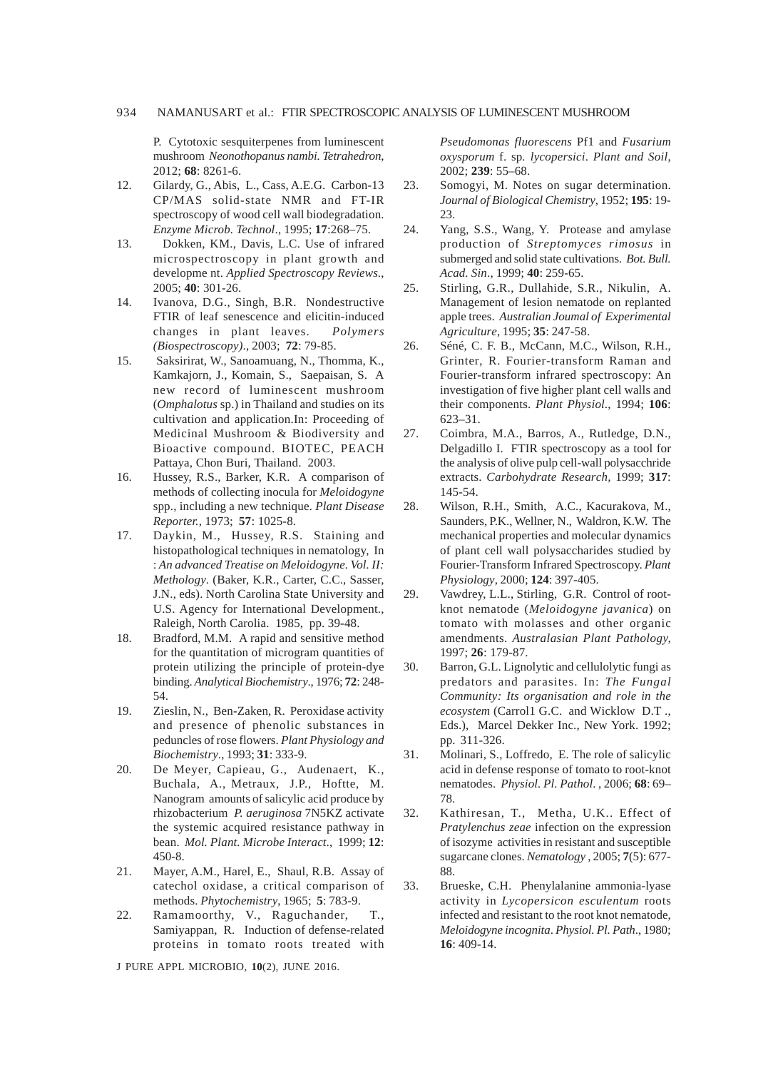P. Cytotoxic sesquiterpenes from luminescent mushroom *Neonothopanus nambi*. *Tetrahedron*, 2012; **68**: 8261-6.

12. Gilardy, G., Abis, L., Cass, A.E.G. Carbon-13 CP/MAS solid-state NMR and FT-IR spectroscopy of wood cell wall biodegradation. *Enzyme Microb. Technol*., 1995; **17**:268–75.
13. Dokken, KM., Davis, L.C. Use of infrared microspectroscopy in plant growth and developme nt. *Applied Spectroscopy Reviews*., 2005; **40**: 301-26.
14. Ivanova, D.G., Singh, B.R. Nondestructive FTIR of leaf senescence and elicitin-induced changes in plant leaves. *Polymers (Biospectroscopy)*., 2003; **72**: 79-85.
15. Saksirirat, W., Sanoamuang, N., Thomma, K., Kamkajorn, J., Komain, S., Saepaisan, S. A new record of luminescent mushroom (*Omphalotus* sp.) in Thailand and studies on its cultivation and application.In: Proceeding of Medicinal Mushroom & Biodiversity and Bioactive compound. BIOTEC, PEACH Pattaya, Chon Buri, Thailand. 2003.
16. Hussey, R.S., Barker, K.R. A comparison of methods of collecting inocula for *Meloidogyne* spp., including a new technique. *Plant Disease Reporter.*, 1973; **57**: 1025-8.
17. Daykin, M., Hussey, R.S. Staining and histopathological techniques in nematology, In : *An advanced Treatise on Meloidogyne. Vol. II: Methology*. (Baker, K.R., Carter, C.C., Sasser, J.N., eds). North Carolina State University and U.S. Agency for International Development., Raleigh, North Carolia. 1985, pp. 39-48.
18. Bradford, M.M. A rapid and sensitive method for the quantitation of microgram quantities of protein utilizing the principle of protein-dye binding. *Analytical Biochemistry*., 1976; **72**: 248-54.
19. Zieslin, N., Ben-Zaken, R. Peroxidase activity and presence of phenolic substances in peduncles of rose flowers. *Plant Physiology and Biochemistry*., 1993; **31**: 333-9.
20. De Meyer, Capieau, G., Audenaert, K., Buchala, A., Metraux, J.P., Hoftte, M. Nanogram amounts of salicylic acid produce by rhizobacterium *P. aeruginosa* 7N5KZ activate the systemic acquired resistance pathway in bean. *Mol. Plant. Microbe Interact*., 1999; **12**: 450-8.
21. Mayer, A.M., Harel, E., Shaul, R.B. Assay of catechol oxidase, a critical comparison of methods. *Phytochemistry*, 1965; **5**: 783-9.
22. Ramamoorthy, V., Raguchander, T., Samiyappan, R. Induction of defense-related proteins in tomato roots treated with *Pseudomonas fluorescens* Pf1 and *Fusarium oxysporum* f. sp. *lycopersici*. *Plant and Soil*, 2002; **239**: 55–68.
23. Somogyi, M. Notes on sugar determination. *Journal of Biological Chemistry*, 1952; **195**: 19-23.
24. Yang, S.S., Wang, Y. Protease and amylase production of *Streptomyces rimosus* in submerged and solid state cultivations. *Bot. Bull. Acad. Sin*., 1999; **40**: 259-65.
25. Stirling, G.R., Dullahide, S.R., Nikulin, A. Management of lesion nematode on replanted apple trees. *Australian Joumal of Experimental Agriculture*, 1995; **35**: 247-58.
26. Séné, C. F. B., McCann, M.C., Wilson, R.H., Grinter, R. Fourier-transform Raman and Fourier-transform infrared spectroscopy: An investigation of five higher plant cell walls and their components. *Plant Physiol*., 1994; **106**: 623–31.
27. Coimbra, M.A., Barros, A., Rutledge, D.N., Delgadillo I. FTIR spectroscopy as a tool for the analysis of olive pulp cell-wall polysacchride extracts. *Carbohydrate Research*, 1999; **317**: 145-54.
28. Wilson, R.H., Smith, A.C., Kacurakova, M., Saunders, P.K., Wellner, N., Waldron, K.W. The mechanical properties and molecular dynamics of plant cell wall polysaccharides studied by Fourier-Transform Infrared Spectroscopy. *Plant Physiology*, 2000; **124**: 397-405.
29. Vawdrey, L.L., Stirling, G.R. Control of root-knot nematode (*Meloidogyne javanica*) on tomato with molasses and other organic amendments. *Australasian Plant Pathology*, 1997; **26**: 179-87.
30. Barron, G.L. Lignolytic and cellulolytic fungi as predators and parasites. In: *The Fungal Community: Its organisation and role in the ecosystem* (Carrol1 G.C. and Wicklow D.T ., Eds.), Marcel Dekker Inc., New York. 1992; pp. 311-326.
31. Molinari, S., Loffredo, E. The role of salicylic acid in defense response of tomato to root-knot nematodes. *Physiol. Pl. Pathol*. , 2006; **68**: 69–78.
32. Kathiresan, T., Metha, U.K.. Effect of *Pratylenchus zeae* infection on the expression of isozyme activities in resistant and susceptible sugarcane clones. *Nematology* , 2005; **7**(5): 677-88.
33. Brueske, C.H. Phenylalanine ammonia-lyase activity in *Lycopersicon esculentum* roots infected and resistant to the root knot nematode, *Meloidogyne incognita*. *Physiol. Pl. Path*., 1980; **16**: 409-14.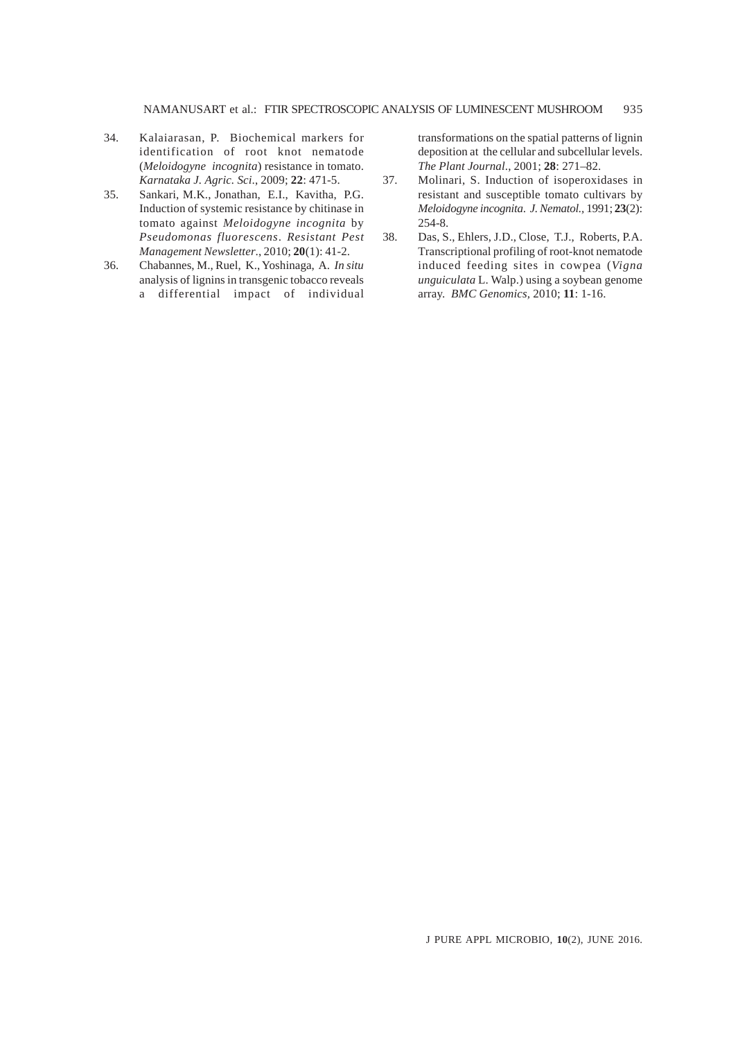34. Kalaiarasan, P. Biochemical markers for identification of root knot nematode (*Meloidogyne incognita*) resistance in tomato. *Karnataka J. Agric. Sci*., 2009; **22**: 471-5.
35. Sankari, M.K., Jonathan, E.I., Kavitha, P.G. Induction of systemic resistance by chitinase in tomato against *Meloidogyne incognita* by *Pseudomonas fluorescens*. *Resistant Pest Management Newsletter*., 2010; **20**(1): 41-2.
36. Chabannes, M., Ruel, K., Yoshinaga, A. *In situ* analysis of lignins in transgenic tobacco reveals a differential impact of individual transformations on the spatial patterns of lignin deposition at the cellular and subcellular levels. *The Plant Journal*., 2001; **28**: 271–82.
37. Molinari, S. Induction of isoperoxidases in resistant and susceptible tomato cultivars by *Meloidogyne incognita*. *J. Nematol.*, 1991; **23**(2): 254-8.
38. Das, S., Ehlers, J.D., Close, T.J., Roberts, P.A. Transcriptional profiling of root-knot nematode induced feeding sites in cowpea (*Vigna unguiculata* L. Walp.) using a soybean genome array. *BMC Genomics*, 2010; **11**: 1-16.